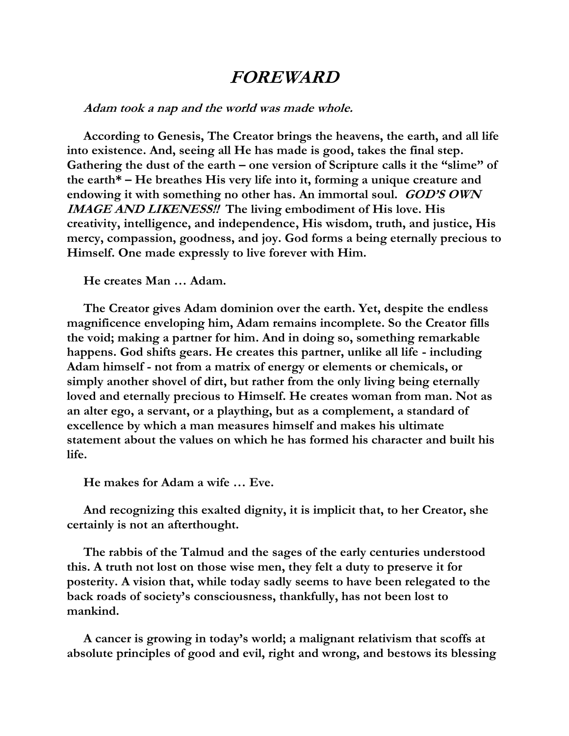# *FOREWARD*

***Adam took a nap and the world was made whole.***

**According to Genesis, The Creator brings the heavens, the earth, and all life into existence. And, seeing all He has made is good, takes the final step. Gathering the dust of the earth – one version of Scripture calls it the "slime" of the earth* – He breathes His very life into it, forming a unique creature and endowing it with something no other has. An immortal soul. *GOD'S OWN IMAGE AND LIKENESS!!* The living embodiment of His love. His creativity, intelligence, and independence, His wisdom, truth, and justice, His mercy, compassion, goodness, and joy. God forms a being eternally precious to Himself. One made expressly to live forever with Him.**

**He creates Man … Adam.**

**The Creator gives Adam dominion over the earth. Yet, despite the endless magnificence enveloping him, Adam remains incomplete. So the Creator fills the void; making a partner for him. And in doing so, something remarkable happens. God shifts gears. He creates this partner, unlike all life - including Adam himself - not from a matrix of energy or elements or chemicals, or simply another shovel of dirt, but rather from the only living being eternally loved and eternally precious to Himself. He creates woman from man. Not as an alter ego, a servant, or a plaything, but as a complement, a standard of excellence by which a man measures himself and makes his ultimate statement about the values on which he has formed his character and built his life.**

**He makes for Adam a wife … Eve.**

**And recognizing this exalted dignity, it is implicit that, to her Creator, she certainly is not an afterthought.**

**The rabbis of the Talmud and the sages of the early centuries understood this. A truth not lost on those wise men, they felt a duty to preserve it for posterity. A vision that, while today sadly seems to have been relegated to the back roads of society's consciousness, thankfully, has not been lost to mankind.**

**A cancer is growing in today's world; a malignant relativism that scoffs at absolute principles of good and evil, right and wrong, and bestows its blessing**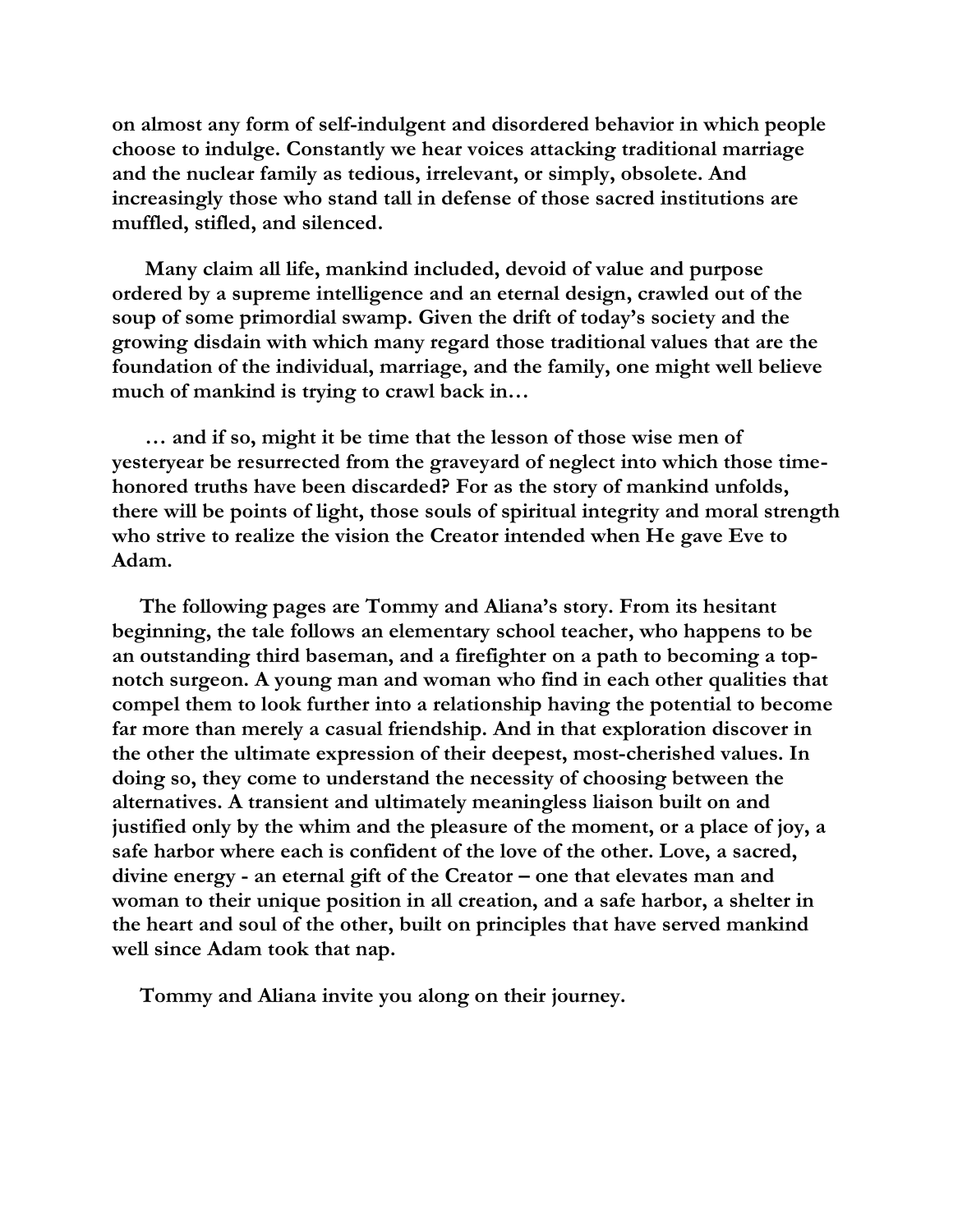**on almost any form of self-indulgent and disordered behavior in which people choose to indulge. Constantly we hear voices attacking traditional marriage and the nuclear family as tedious, irrelevant, or simply, obsolete. And increasingly those who stand tall in defense of those sacred institutions are muffled, stifled, and silenced.**

**Many claim all life, mankind included, devoid of value and purpose ordered by a supreme intelligence and an eternal design, crawled out of the soup of some primordial swamp. Given the drift of today's society and the growing disdain with which many regard those traditional values that are the foundation of the individual, marriage, and the family, one might well believe much of mankind is trying to crawl back in…**

**… and if so, might it be time that the lesson of those wise men of yesteryear be resurrected from the graveyard of neglect into which those time-honored truths have been discarded? For as the story of mankind unfolds, there will be points of light, those souls of spiritual integrity and moral strength who strive to realize the vision the Creator intended when He gave Eve to Adam.**

**The following pages are Tommy and Aliana's story. From its hesitant beginning, the tale follows an elementary school teacher, who happens to be an outstanding third baseman, and a firefighter on a path to becoming a top-notch surgeon. A young man and woman who find in each other qualities that compel them to look further into a relationship having the potential to become far more than merely a casual friendship. And in that exploration discover in the other the ultimate expression of their deepest, most-cherished values. In doing so, they come to understand the necessity of choosing between the alternatives. A transient and ultimately meaningless liaison built on and justified only by the whim and the pleasure of the moment, or a place of joy, a safe harbor where each is confident of the love of the other. Love, a sacred, divine energy - an eternal gift of the Creator – one that elevates man and woman to their unique position in all creation, and a safe harbor, a shelter in the heart and soul of the other, built on principles that have served mankind well since Adam took that nap.**

**Tommy and Aliana invite you along on their journey.**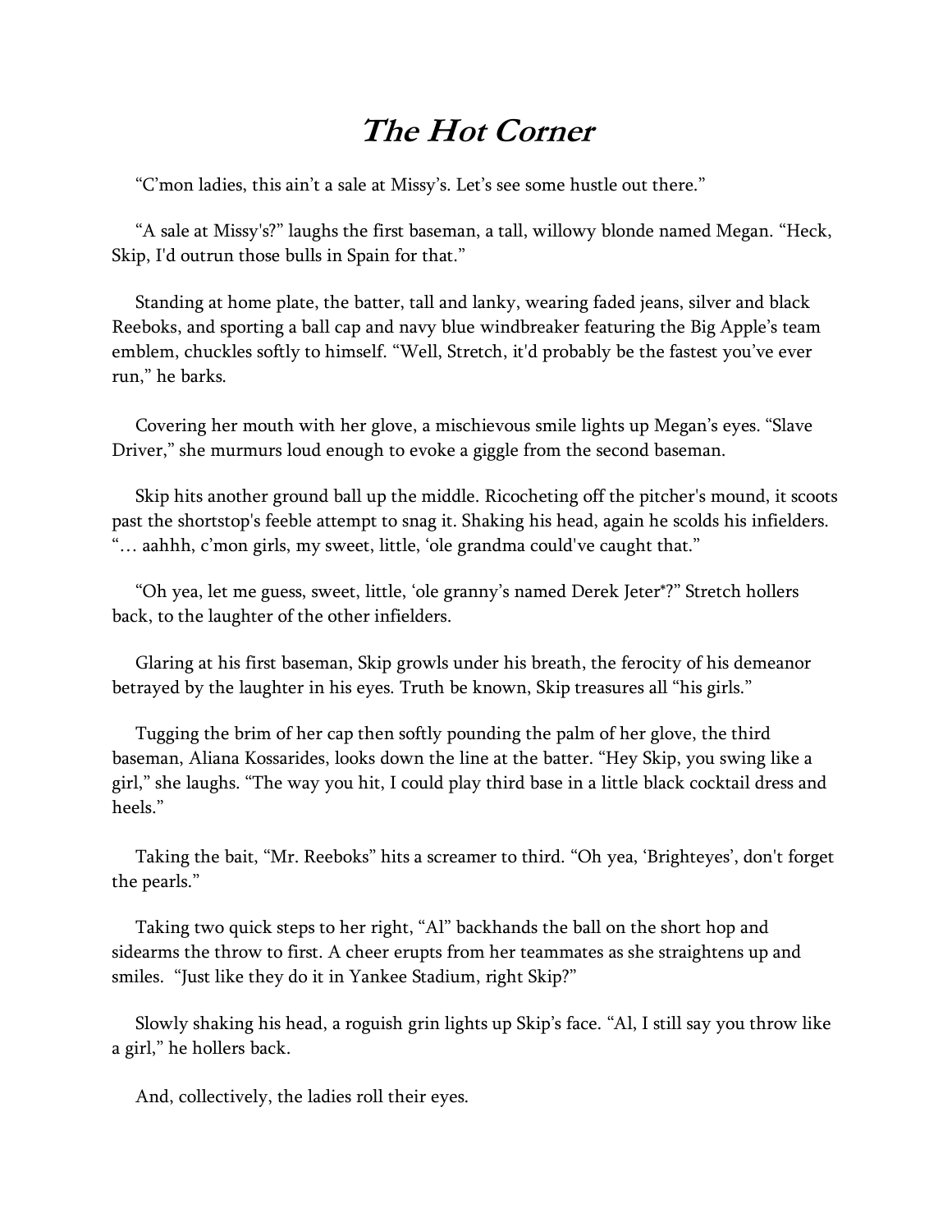# *The Hot Corner*

"C'mon ladies, this ain't a sale at Missy's. Let's see some hustle out there."

"A sale at Missy's?" laughs the first baseman, a tall, willowy blonde named Megan. "Heck, Skip, I'd outrun those bulls in Spain for that."

Standing at home plate, the batter, tall and lanky, wearing faded jeans, silver and black Reeboks, and sporting a ball cap and navy blue windbreaker featuring the Big Apple's team emblem, chuckles softly to himself. "Well, Stretch, it'd probably be the fastest you've ever run," he barks.

Covering her mouth with her glove, a mischievous smile lights up Megan's eyes. "Slave Driver," she murmurs loud enough to evoke a giggle from the second baseman.

Skip hits another ground ball up the middle. Ricocheting off the pitcher's mound, it scoots past the shortstop's feeble attempt to snag it. Shaking his head, again he scolds his infielders. "… aahhh, c'mon girls, my sweet, little, 'ole grandma could've caught that."

"Oh yea, let me guess, sweet, little, 'ole granny's named Derek Jeter*?" Stretch hollers back, to the laughter of the other infielders.

Glaring at his first baseman, Skip growls under his breath, the ferocity of his demeanor betrayed by the laughter in his eyes. Truth be known, Skip treasures all "his girls."

Tugging the brim of her cap then softly pounding the palm of her glove, the third baseman, Aliana Kossarides, looks down the line at the batter. "Hey Skip, you swing like a girl," she laughs. "The way you hit, I could play third base in a little black cocktail dress and heels."

Taking the bait, "Mr. Reeboks" hits a screamer to third. "Oh yea, 'Brighteyes', don't forget the pearls."

Taking two quick steps to her right, "Al" backhands the ball on the short hop and sidearms the throw to first. A cheer erupts from her teammates as she straightens up and smiles. "Just like they do it in Yankee Stadium, right Skip?"

Slowly shaking his head, a roguish grin lights up Skip's face. "Al, I still say you throw like a girl," he hollers back.

And, collectively, the ladies roll their eyes.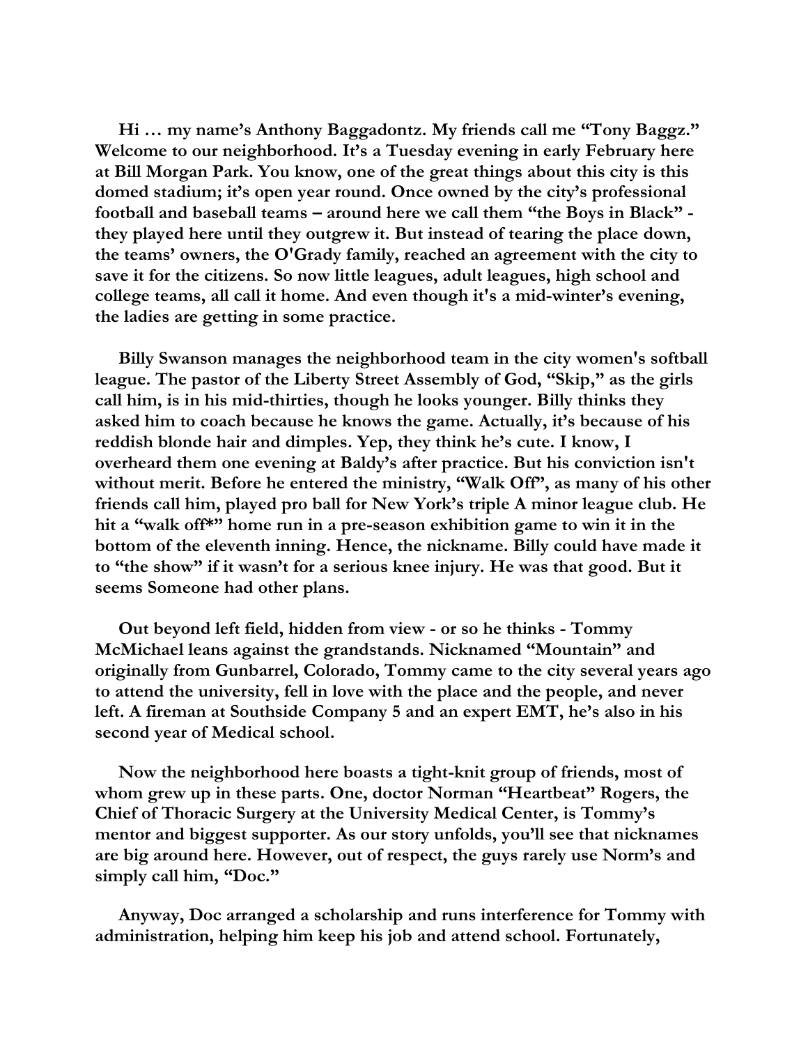**Hi … my name's Anthony Baggadontz. My friends call me "Tony Baggz." Welcome to our neighborhood. It's a Tuesday evening in early February here at Bill Morgan Park. You know, one of the great things about this city is this domed stadium; it's open year round. Once owned by the city's professional football and baseball teams – around here we call them "the Boys in Black" - they played here until they outgrew it. But instead of tearing the place down, the teams' owners, the O'Grady family, reached an agreement with the city to save it for the citizens. So now little leagues, adult leagues, high school and college teams, all call it home. And even though it's a mid-winter's evening, the ladies are getting in some practice.**

**Billy Swanson manages the neighborhood team in the city women's softball league. The pastor of the Liberty Street Assembly of God, "Skip," as the girls call him, is in his mid-thirties, though he looks younger. Billy thinks they asked him to coach because he knows the game. Actually, it's because of his reddish blonde hair and dimples. Yep, they think he's cute. I know, I overheard them one evening at Baldy's after practice. But his conviction isn't without merit. Before he entered the ministry, "Walk Off", as many of his other friends call him, played pro ball for New York's triple A minor league club. He hit a "walk off*" home run in a pre-season exhibition game to win it in the bottom of the eleventh inning. Hence, the nickname. Billy could have made it to "the show" if it wasn't for a serious knee injury. He was that good. But it seems Someone had other plans.**

**Out beyond left field, hidden from view - or so he thinks - Tommy McMichael leans against the grandstands. Nicknamed "Mountain" and originally from Gunbarrel, Colorado, Tommy came to the city several years ago to attend the university, fell in love with the place and the people, and never left. A fireman at Southside Company 5 and an expert EMT, he's also in his second year of Medical school.**

**Now the neighborhood here boasts a tight-knit group of friends, most of whom grew up in these parts. One, doctor Norman "Heartbeat" Rogers, the Chief of Thoracic Surgery at the University Medical Center, is Tommy's mentor and biggest supporter. As our story unfolds, you'll see that nicknames are big around here. However, out of respect, the guys rarely use Norm's and simply call him, "Doc."**

**Anyway, Doc arranged a scholarship and runs interference for Tommy with administration, helping him keep his job and attend school. Fortunately,**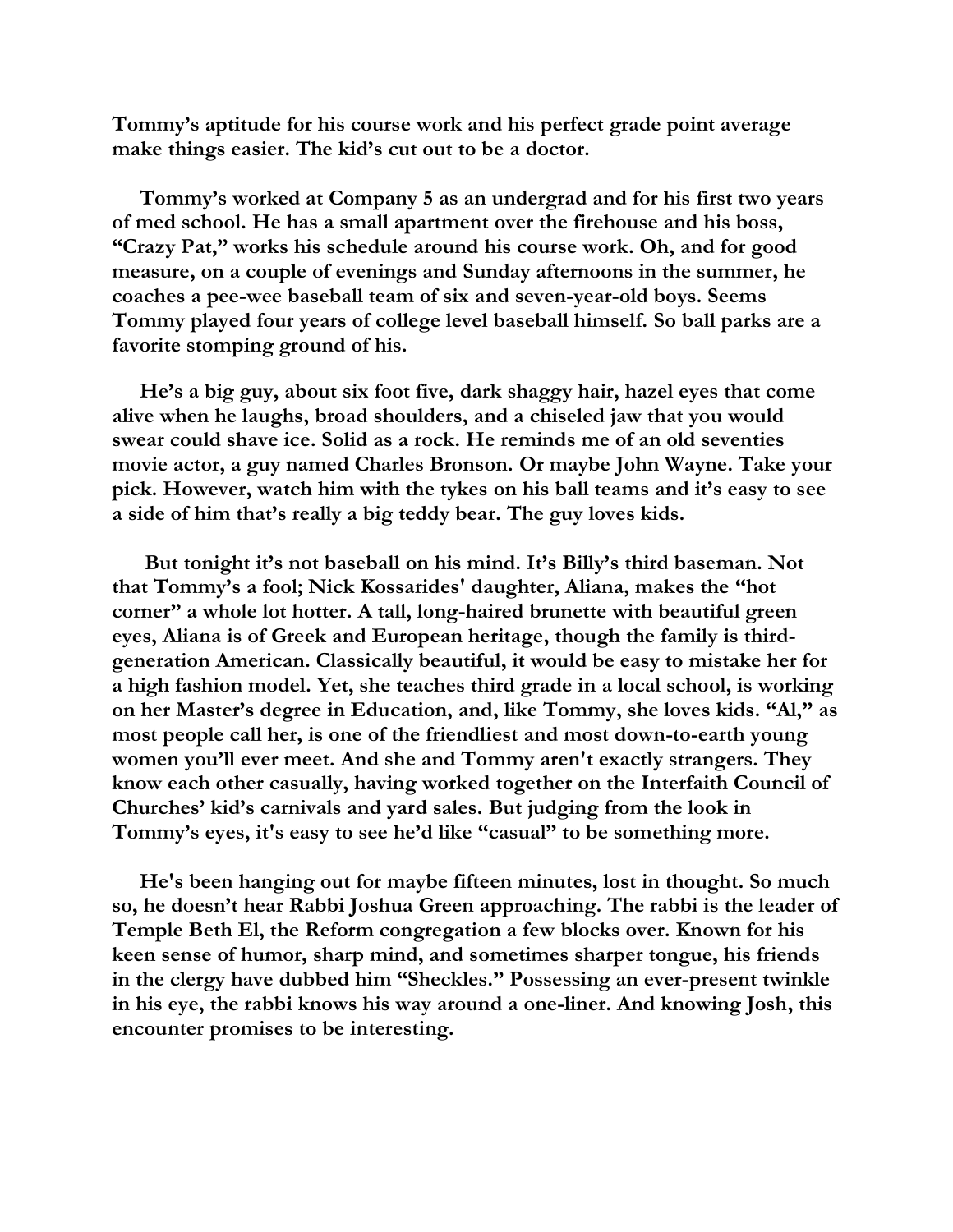**Tommy's aptitude for his course work and his perfect grade point average make things easier. The kid's cut out to be a doctor.**

**Tommy's worked at Company 5 as an undergrad and for his first two years of med school. He has a small apartment over the firehouse and his boss, "Crazy Pat," works his schedule around his course work. Oh, and for good measure, on a couple of evenings and Sunday afternoons in the summer, he coaches a pee-wee baseball team of six and seven-year-old boys. Seems Tommy played four years of college level baseball himself. So ball parks are a favorite stomping ground of his.**

**He's a big guy, about six foot five, dark shaggy hair, hazel eyes that come alive when he laughs, broad shoulders, and a chiseled jaw that you would swear could shave ice. Solid as a rock. He reminds me of an old seventies movie actor, a guy named Charles Bronson. Or maybe John Wayne. Take your pick. However, watch him with the tykes on his ball teams and it's easy to see a side of him that's really a big teddy bear. The guy loves kids.**

**But tonight it's not baseball on his mind. It's Billy's third baseman. Not that Tommy's a fool; Nick Kossarides' daughter, Aliana, makes the "hot corner" a whole lot hotter. A tall, long-haired brunette with beautiful green eyes, Aliana is of Greek and European heritage, though the family is third-generation American. Classically beautiful, it would be easy to mistake her for a high fashion model. Yet, she teaches third grade in a local school, is working on her Master's degree in Education, and, like Tommy, she loves kids. "Al," as most people call her, is one of the friendliest and most down-to-earth young women you'll ever meet. And she and Tommy aren't exactly strangers. They know each other casually, having worked together on the Interfaith Council of Churches' kid's carnivals and yard sales. But judging from the look in Tommy's eyes, it's easy to see he'd like "casual" to be something more.**

**He's been hanging out for maybe fifteen minutes, lost in thought. So much so, he doesn't hear Rabbi Joshua Green approaching. The rabbi is the leader of Temple Beth El, the Reform congregation a few blocks over. Known for his keen sense of humor, sharp mind, and sometimes sharper tongue, his friends in the clergy have dubbed him "Sheckles." Possessing an ever-present twinkle in his eye, the rabbi knows his way around a one-liner. And knowing Josh, this encounter promises to be interesting.**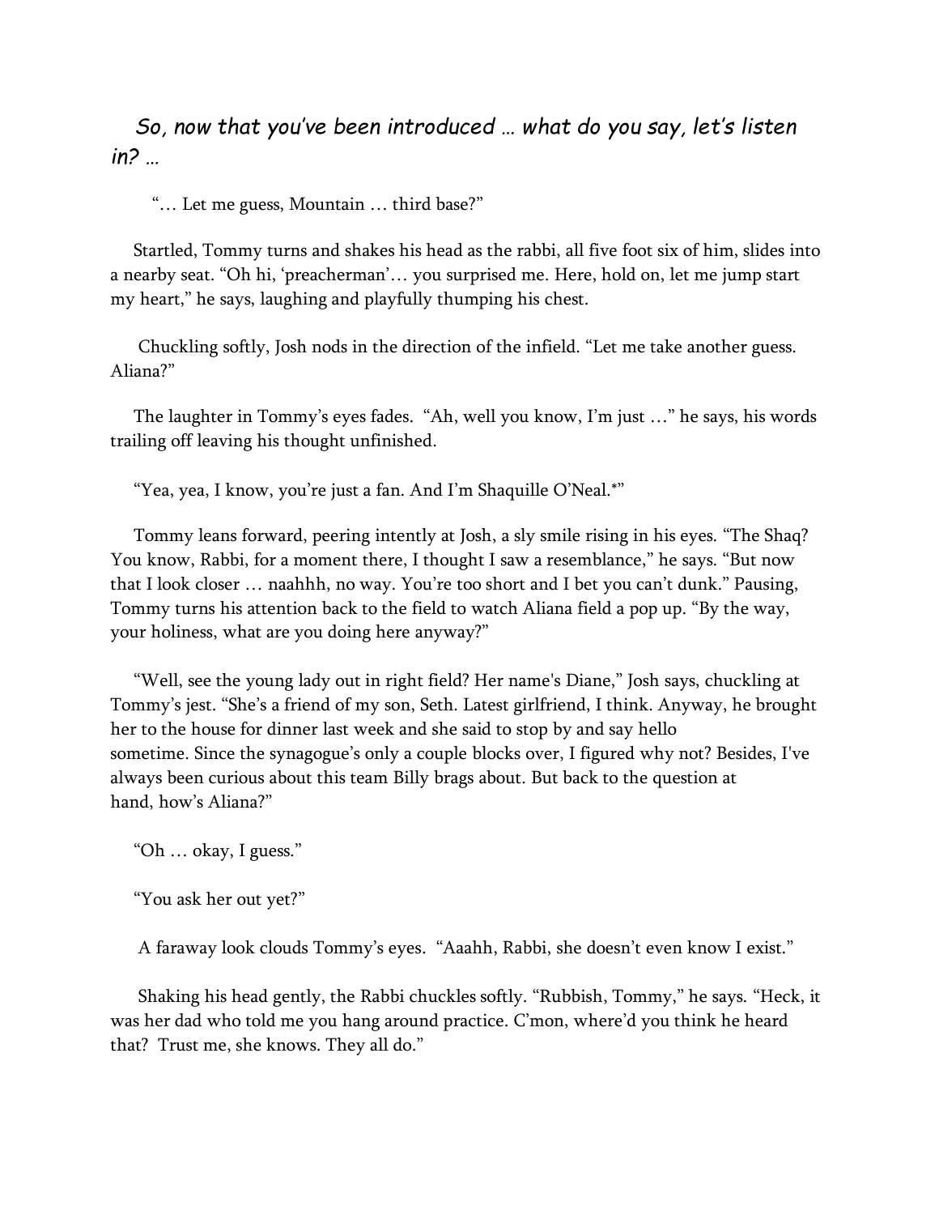*So, now that you've been introduced … what do you say, let's listen in? …*

"… Let me guess, Mountain … third base?"

Startled, Tommy turns and shakes his head as the rabbi, all five foot six of him, slides into a nearby seat. "Oh hi, 'preacherman'… you surprised me. Here, hold on, let me jump start my heart," he says, laughing and playfully thumping his chest.

Chuckling softly, Josh nods in the direction of the infield. "Let me take another guess. Aliana?"

The laughter in Tommy's eyes fades. "Ah, well you know, I'm just …" he says, his words trailing off leaving his thought unfinished.

"Yea, yea, I know, you're just a fan. And I'm Shaquille O'Neal.*"

Tommy leans forward, peering intently at Josh, a sly smile rising in his eyes. "The Shaq? You know, Rabbi, for a moment there, I thought I saw a resemblance," he says. "But now that I look closer … naahhh, no way. You're too short and I bet you can't dunk." Pausing, Tommy turns his attention back to the field to watch Aliana field a pop up. "By the way, your holiness, what are you doing here anyway?"

"Well, see the young lady out in right field? Her name's Diane," Josh says, chuckling at Tommy's jest. "She's a friend of my son, Seth. Latest girlfriend, I think. Anyway, he brought her to the house for dinner last week and she said to stop by and say hello sometime. Since the synagogue's only a couple blocks over, I figured why not? Besides, I've always been curious about this team Billy brags about. But back to the question at hand, how's Aliana?"

"Oh … okay, I guess."

"You ask her out yet?"

A faraway look clouds Tommy's eyes. "Aaahh, Rabbi, she doesn't even know I exist."

Shaking his head gently, the Rabbi chuckles softly. "Rubbish, Tommy," he says. "Heck, it was her dad who told me you hang around practice. C'mon, where'd you think he heard that? Trust me, she knows. They all do."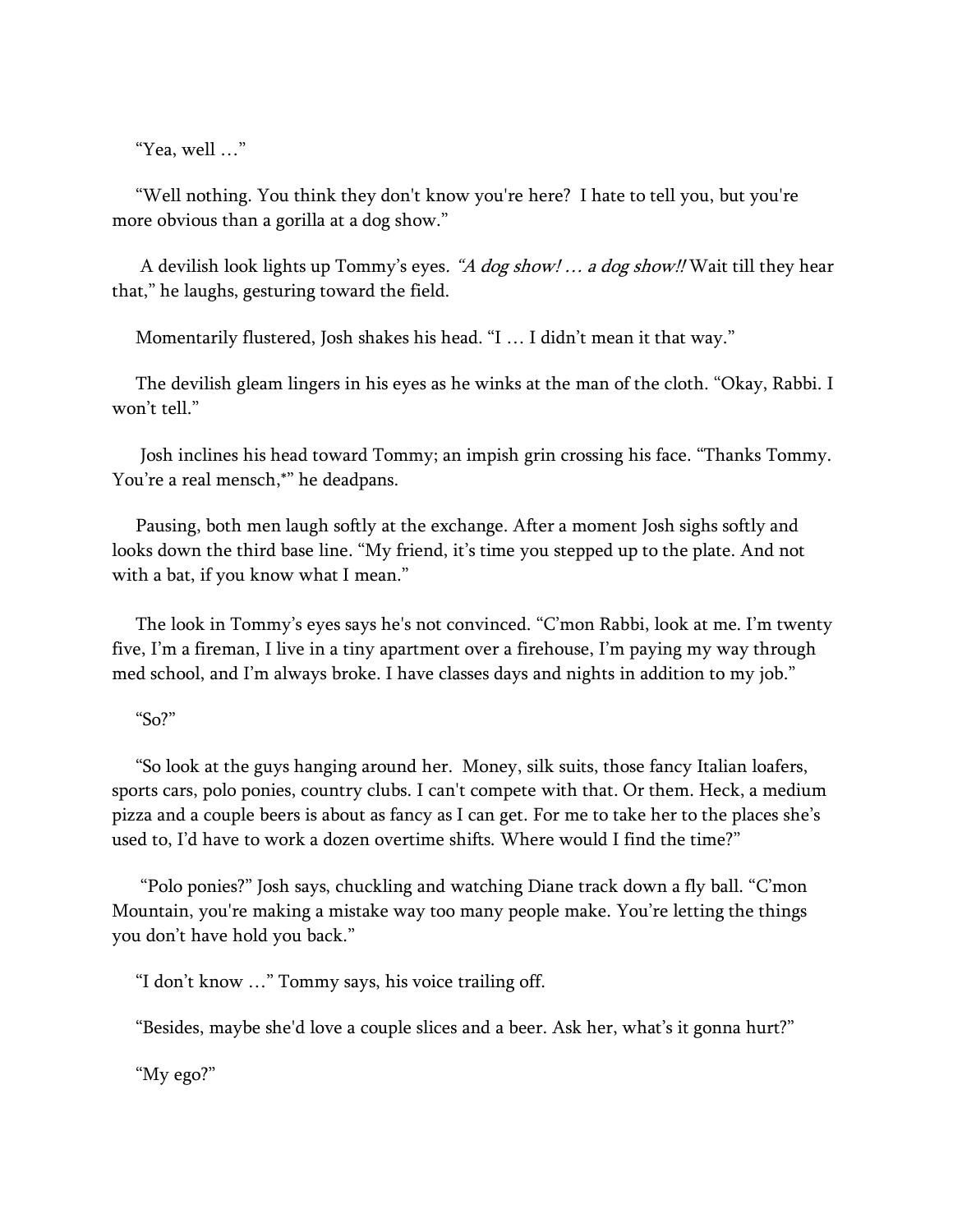"Yea, well …"

"Well nothing. You think they don't know you're here? I hate to tell you, but you're more obvious than a gorilla at a dog show."

A devilish look lights up Tommy's eyes. *"A dog show! … a dog show!!* Wait till they hear that," he laughs, gesturing toward the field.

Momentarily flustered, Josh shakes his head. "I … I didn't mean it that way."

The devilish gleam lingers in his eyes as he winks at the man of the cloth. "Okay, Rabbi. I won't tell."

Josh inclines his head toward Tommy; an impish grin crossing his face. "Thanks Tommy. You're a real mensch,*" he deadpans.

Pausing, both men laugh softly at the exchange. After a moment Josh sighs softly and looks down the third base line. "My friend, it's time you stepped up to the plate. And not with a bat, if you know what I mean."

The look in Tommy's eyes says he's not convinced. "C'mon Rabbi, look at me. I'm twenty five, I'm a fireman, I live in a tiny apartment over a firehouse, I'm paying my way through med school, and I'm always broke. I have classes days and nights in addition to my job."

"So?"

"So look at the guys hanging around her. Money, silk suits, those fancy Italian loafers, sports cars, polo ponies, country clubs. I can't compete with that. Or them. Heck, a medium pizza and a couple beers is about as fancy as I can get. For me to take her to the places she's used to, I'd have to work a dozen overtime shifts. Where would I find the time?"

"Polo ponies?" Josh says, chuckling and watching Diane track down a fly ball. "C'mon Mountain, you're making a mistake way too many people make. You're letting the things you don't have hold you back."

"I don't know …" Tommy says, his voice trailing off.

"Besides, maybe she'd love a couple slices and a beer. Ask her, what's it gonna hurt?"

"My ego?"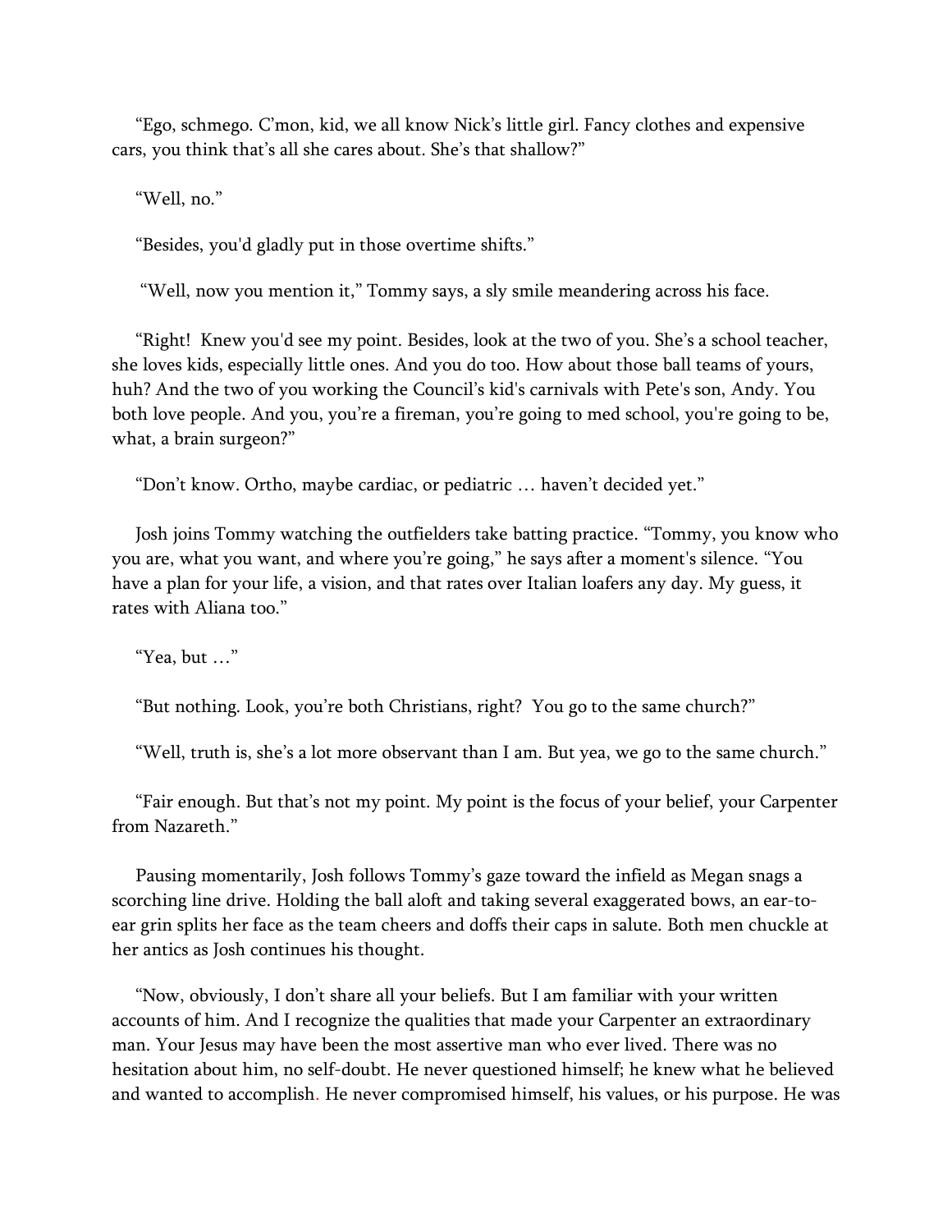"Ego, schmego. C'mon, kid, we all know Nick's little girl. Fancy clothes and expensive cars, you think that's all she cares about. She's that shallow?"

"Well, no."

"Besides, you'd gladly put in those overtime shifts."

"Well, now you mention it," Tommy says, a sly smile meandering across his face.

"Right!  Knew you'd see my point. Besides, look at the two of you. She's a school teacher, she loves kids, especially little ones. And you do too. How about those ball teams of yours, huh? And the two of you working the Council's kid's carnivals with Pete's son, Andy. You both love people. And you, you're a fireman, you're going to med school, you're going to be, what, a brain surgeon?"

"Don't know. Ortho, maybe cardiac, or pediatric … haven't decided yet."

Josh joins Tommy watching the outfielders take batting practice. "Tommy, you know who you are, what you want, and where you're going," he says after a moment's silence. "You have a plan for your life, a vision, and that rates over Italian loafers any day. My guess, it rates with Aliana too."

"Yea, but …"

"But nothing. Look, you're both Christians, right?  You go to the same church?"

"Well, truth is, she's a lot more observant than I am. But yea, we go to the same church."

"Fair enough. But that's not my point. My point is the focus of your belief, your Carpenter from Nazareth."

Pausing momentarily, Josh follows Tommy's gaze toward the infield as Megan snags a scorching line drive. Holding the ball aloft and taking several exaggerated bows, an ear-to-ear grin splits her face as the team cheers and doffs their caps in salute. Both men chuckle at her antics as Josh continues his thought.

"Now, obviously, I don't share all your beliefs. But I am familiar with your written accounts of him. And I recognize the qualities that made your Carpenter an extraordinary man. Your Jesus may have been the most assertive man who ever lived. There was no hesitation about him, no self-doubt. He never questioned himself; he knew what he believed and wanted to accomplish. He never compromised himself, his values, or his purpose. He was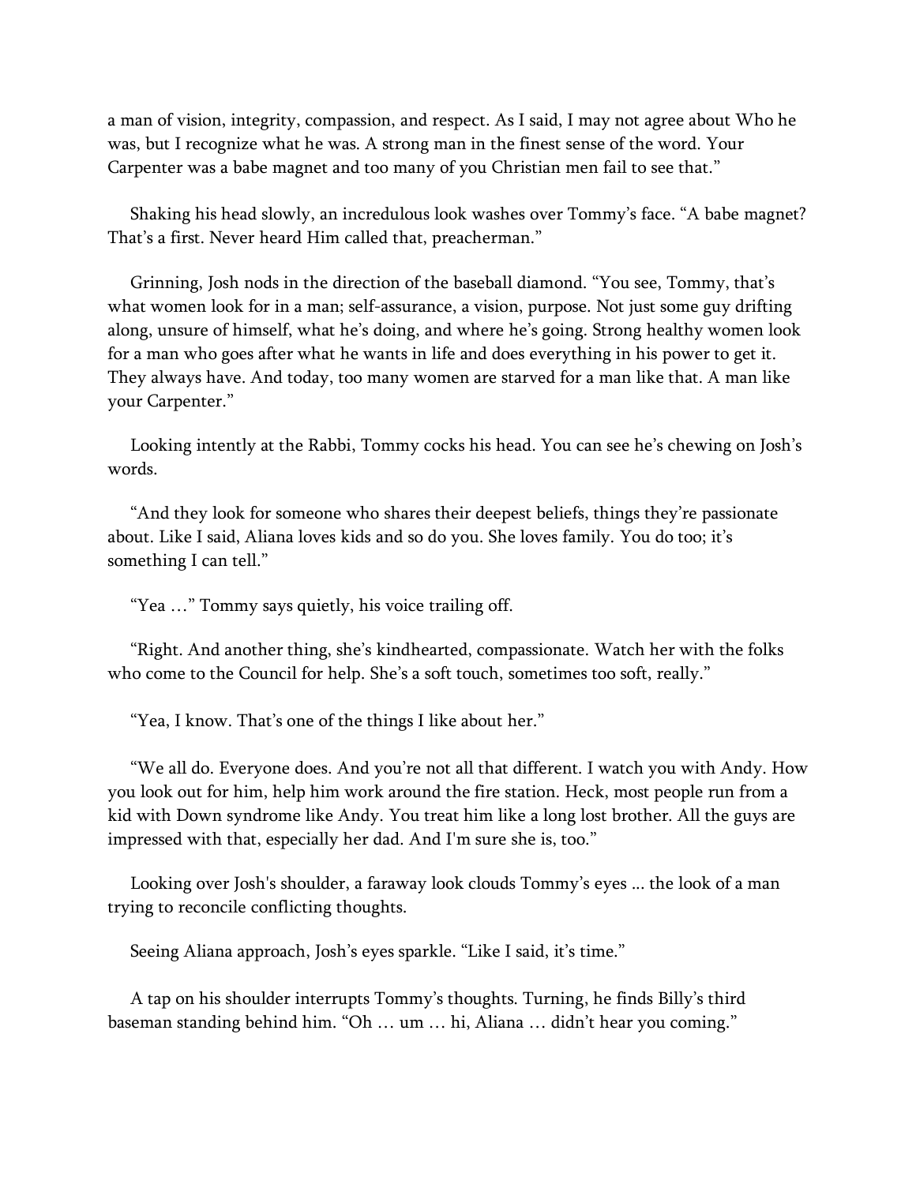a man of vision, integrity, compassion, and respect. As I said, I may not agree about Who he was, but I recognize what he was. A strong man in the finest sense of the word. Your Carpenter was a babe magnet and too many of you Christian men fail to see that."

Shaking his head slowly, an incredulous look washes over Tommy's face. "A babe magnet? That's a first. Never heard Him called that, preacherman."

Grinning, Josh nods in the direction of the baseball diamond. "You see, Tommy, that's what women look for in a man; self-assurance, a vision, purpose. Not just some guy drifting along, unsure of himself, what he's doing, and where he's going. Strong healthy women look for a man who goes after what he wants in life and does everything in his power to get it. They always have. And today, too many women are starved for a man like that. A man like your Carpenter."

Looking intently at the Rabbi, Tommy cocks his head. You can see he's chewing on Josh's words.

"And they look for someone who shares their deepest beliefs, things they're passionate about. Like I said, Aliana loves kids and so do you. She loves family. You do too; it's something I can tell."

"Yea …" Tommy says quietly, his voice trailing off.

"Right. And another thing, she's kindhearted, compassionate. Watch her with the folks who come to the Council for help. She's a soft touch, sometimes too soft, really."

"Yea, I know. That's one of the things I like about her."

"We all do. Everyone does. And you're not all that different. I watch you with Andy. How you look out for him, help him work around the fire station. Heck, most people run from a kid with Down syndrome like Andy. You treat him like a long lost brother. All the guys are impressed with that, especially her dad. And I'm sure she is, too."

Looking over Josh's shoulder, a faraway look clouds Tommy's eyes ... the look of a man trying to reconcile conflicting thoughts.

Seeing Aliana approach, Josh's eyes sparkle. "Like I said, it's time."

A tap on his shoulder interrupts Tommy's thoughts. Turning, he finds Billy's third baseman standing behind him. "Oh … um … hi, Aliana … didn't hear you coming."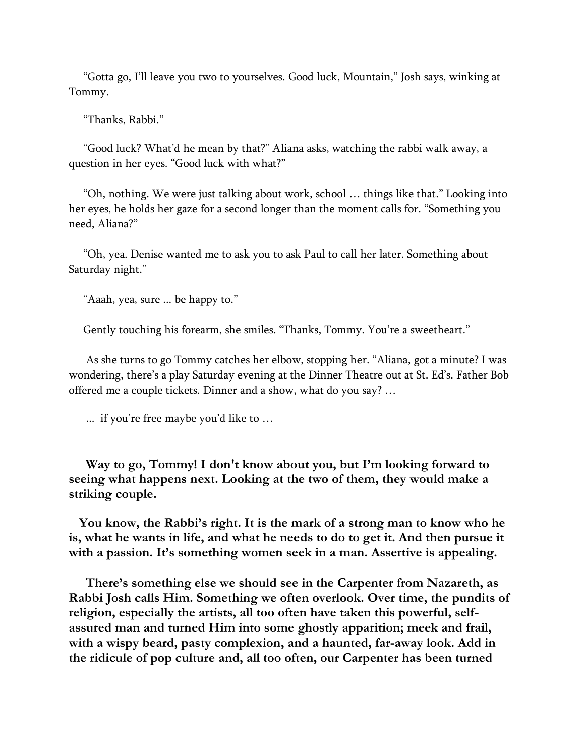"Gotta go, I'll leave you two to yourselves. Good luck, Mountain," Josh says, winking at Tommy.

"Thanks, Rabbi."

"Good luck? What'd he mean by that?" Aliana asks, watching the rabbi walk away, a question in her eyes. "Good luck with what?"

"Oh, nothing. We were just talking about work, school … things like that." Looking into her eyes, he holds her gaze for a second longer than the moment calls for. "Something you need, Aliana?"

"Oh, yea. Denise wanted me to ask you to ask Paul to call her later. Something about Saturday night."

"Aaah, yea, sure ... be happy to."

Gently touching his forearm, she smiles. "Thanks, Tommy. You're a sweetheart."

As she turns to go Tommy catches her elbow, stopping her. "Aliana, got a minute? I was wondering, there's a play Saturday evening at the Dinner Theatre out at St. Ed's. Father Bob offered me a couple tickets. Dinner and a show, what do you say? …

... if you're free maybe you'd like to …

**Way to go, Tommy! I don't know about you, but I'm looking forward to seeing what happens next. Looking at the two of them, they would make a striking couple.**

**You know, the Rabbi's right. It is the mark of a strong man to know who he is, what he wants in life, and what he needs to do to get it. And then pursue it with a passion. It's something women seek in a man. Assertive is appealing.**

**There's something else we should see in the Carpenter from Nazareth, as Rabbi Josh calls Him. Something we often overlook. Over time, the pundits of religion, especially the artists, all too often have taken this powerful, self-assured man and turned Him into some ghostly apparition; meek and frail, with a wispy beard, pasty complexion, and a haunted, far-away look. Add in the ridicule of pop culture and, all too often, our Carpenter has been turned**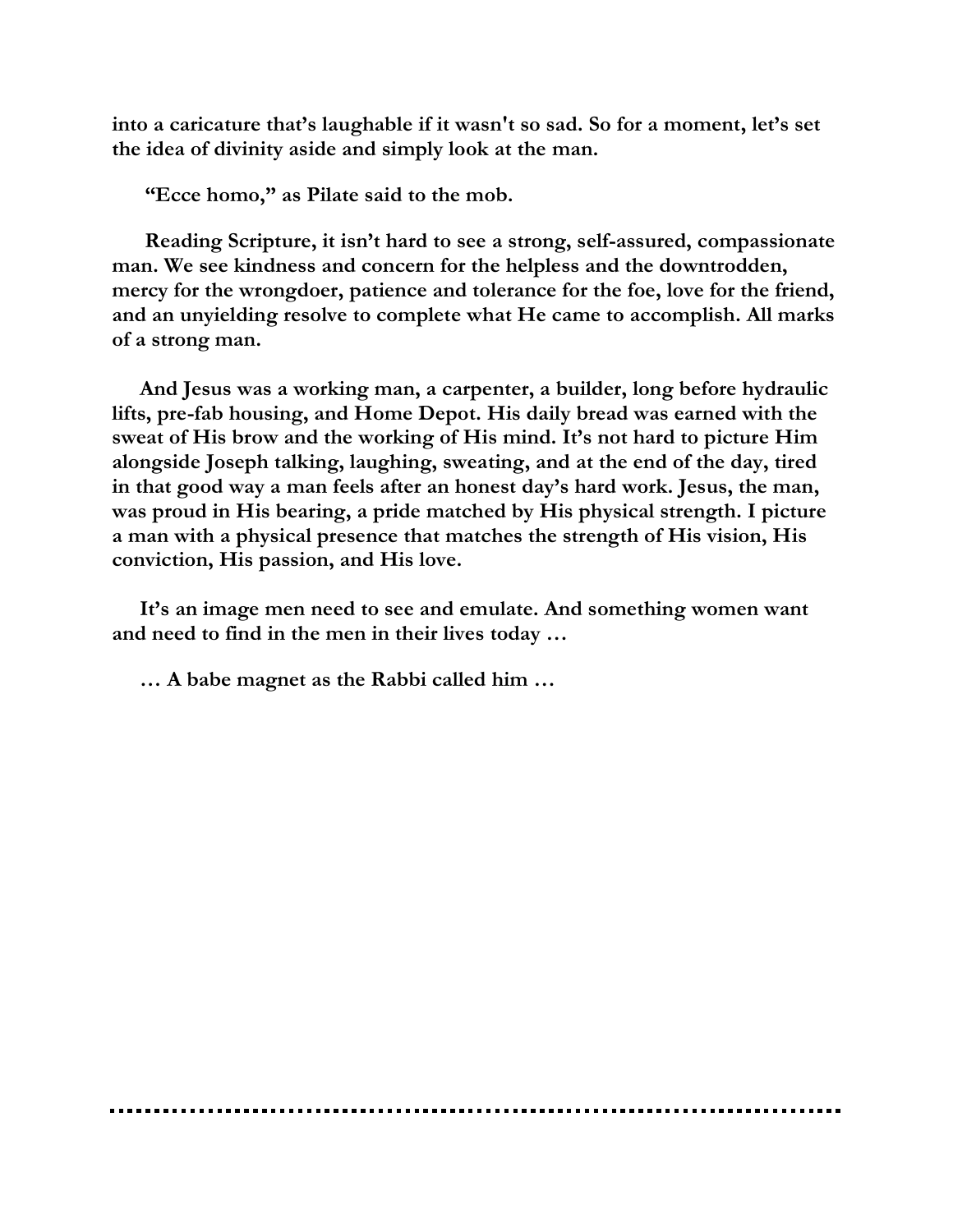**into a caricature that's laughable if it wasn't so sad. So for a moment, let's set the idea of divinity aside and simply look at the man.**

**"Ecce homo," as Pilate said to the mob.**

**Reading Scripture, it isn't hard to see a strong, self-assured, compassionate man. We see kindness and concern for the helpless and the downtrodden, mercy for the wrongdoer, patience and tolerance for the foe, love for the friend, and an unyielding resolve to complete what He came to accomplish. All marks of a strong man.**

**And Jesus was a working man, a carpenter, a builder, long before hydraulic lifts, pre-fab housing, and Home Depot. His daily bread was earned with the sweat of His brow and the working of His mind. It's not hard to picture Him alongside Joseph talking, laughing, sweating, and at the end of the day, tired in that good way a man feels after an honest day's hard work. Jesus, the man, was proud in His bearing, a pride matched by His physical strength. I picture a man with a physical presence that matches the strength of His vision, His conviction, His passion, and His love.**

**It's an image men need to see and emulate. And something women want and need to find in the men in their lives today …**

**… A babe magnet as the Rabbi called him …**